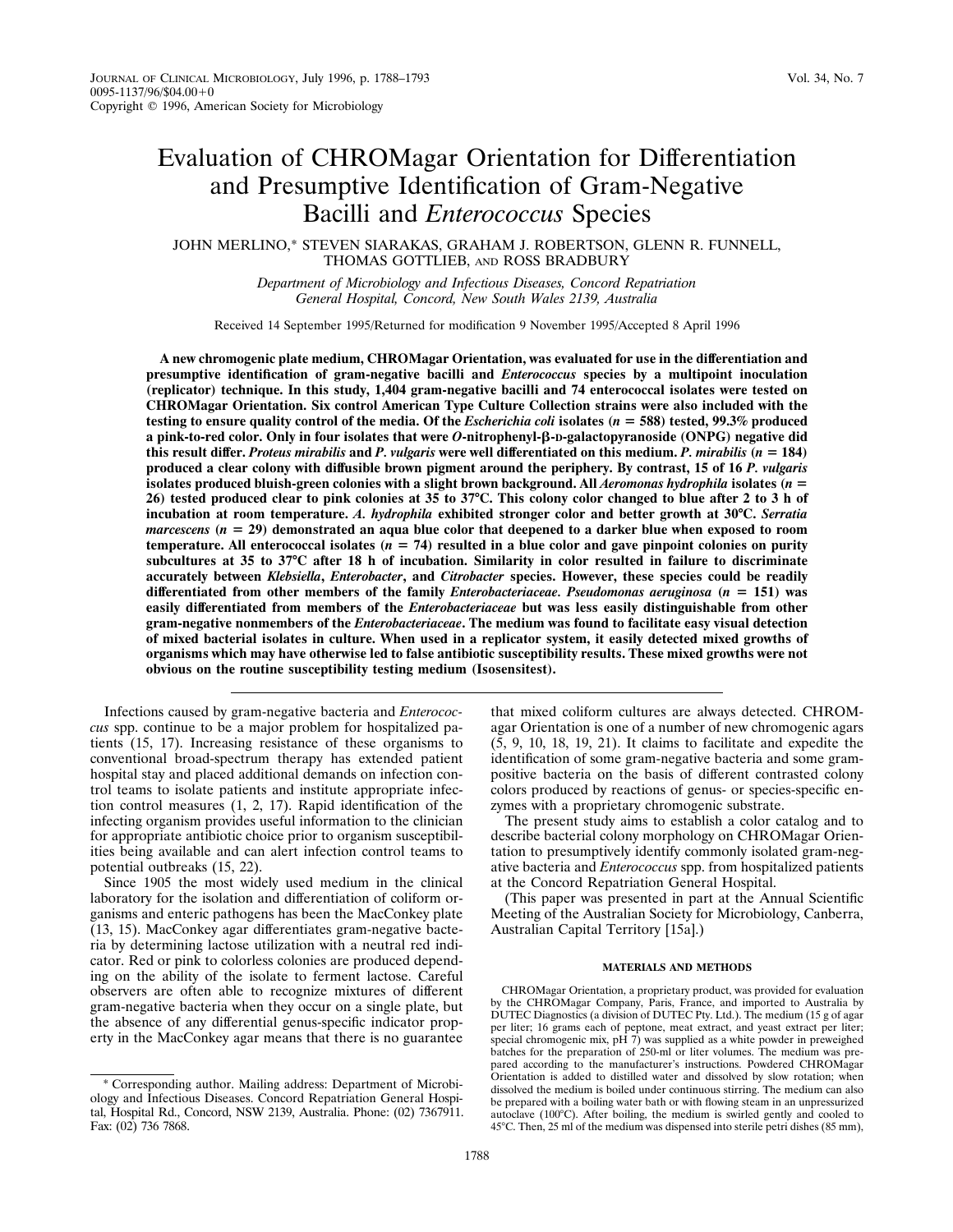# Evaluation of CHROMagar Orientation for Differentiation and Presumptive Identification of Gram-Negative Bacilli and *Enterococcus* Species

JOHN MERLINO,* STEVEN SIARAKAS, GRAHAM J. ROBERTSON, GLENN R. FUNNELL, THOMAS GOTTLIEB, AND ROSS BRADBURY

*Department of Microbiology and Infectious Diseases, Concord Repatriation General Hospital, Concord, New South Wales 2139, Australia*

Received 14 September 1995/Returned for modification 9 November 1995/Accepted 8 April 1996

**A new chromogenic plate medium, CHROMagar Orientation, was evaluated for use in the differentiation and presumptive identification of gram-negative bacilli and *Enterococcus* species by a multipoint inoculation (replicator) technique. In this study, 1,404 gram-negative bacilli and 74 enterococcal isolates were tested on CHROMagar Orientation. Six control American Type Culture Collection strains were also included with the testing to ensure quality control of the media. Of the *Escherichia coli* isolates ($n = 588$) tested, 99.3% produced a pink-to-red color. Only in four isolates that were *O*-nitrophenyl-β-D-galactopyranoside (ONPG) negative did this result differ. *Proteus mirabilis* and *P. vulgaris* were well differentiated on this medium. *P. mirabilis* ($n = 184$) produced a clear colony with diffusible brown pigment around the periphery. By contrast, 15 of 16 *P. vulgaris* isolates produced bluish-green colonies with a slight brown background. All *Aeromonas hydrophila* isolates ($n = 26$) tested produced clear to pink colonies at 35 to 37°C. This colony color changed to blue after 2 to 3 h of incubation at room temperature. *A. hydrophila* exhibited stronger color and better growth at 30°C. *Serratia marcescens* ($n = 29$) demonstrated an aqua blue color that deepened to a darker blue when exposed to room temperature. All enterococcal isolates ($n = 74$) resulted in a blue color and gave pinpoint colonies on purity subcultures at 35 to 37°C after 18 h of incubation. Similarity in color resulted in failure to discriminate accurately between *Klebsiella*, *Enterobacter*, and *Citrobacter* species. However, these species could be readily differentiated from other members of the family *Enterobacteriaceae*. *Pseudomonas aeruginosa* ($n = 151$) was easily differentiated from members of the *Enterobacteriaceae* but was less easily distinguishable from other gram-negative nonmembers of the *Enterobacteriaceae*. The medium was found to facilitate easy visual detection of mixed bacterial isolates in culture. When used in a replicator system, it easily detected mixed growths of organisms which may have otherwise led to false antibiotic susceptibility results. These mixed growths were not obvious on the routine susceptibility testing medium (Isosensitest).**

Infections caused by gram-negative bacteria and *Enterococcus* spp. continue to be a major problem for hospitalized patients (15, 17). Increasing resistance of these organisms to conventional broad-spectrum therapy has extended patient hospital stay and placed additional demands on infection control teams to isolate patients and institute appropriate infection control measures (1, 2, 17). Rapid identification of the infecting organism provides useful information to the clinician for appropriate antibiotic choice prior to organism susceptibilities being available and can alert infection control teams to potential outbreaks (15, 22).

Since 1905 the most widely used medium in the clinical laboratory for the isolation and differentiation of coliform organisms and enteric pathogens has been the MacConkey plate (13, 15). MacConkey agar differentiates gram-negative bacteria by determining lactose utilization with a neutral red indicator. Red or pink to colorless colonies are produced depending on the ability of the isolate to ferment lactose. Careful observers are often able to recognize mixtures of different gram-negative bacteria when they occur on a single plate, but the absence of any differential genus-specific indicator property in the MacConkey agar means that there is no guarantee that mixed coliform cultures are always detected. CHROMagar Orientation is one of a number of new chromogenic agars (5, 9, 10, 18, 19, 21). It claims to facilitate and expedite the identification of some gram-negative bacteria and some gram-positive bacteria on the basis of different contrasted colony colors produced by reactions of genus- or species-specific enzymes with a proprietary chromogenic substrate.

The present study aims to establish a color catalog and to describe bacterial colony morphology on CHROMagar Orientation to presumptively identify commonly isolated gram-negative bacteria and *Enterococcus* spp. from hospitalized patients at the Concord Repatriation General Hospital.

(This paper was presented in part at the Annual Scientific Meeting of the Australian Society for Microbiology, Canberra, Australian Capital Territory [15a].)

## MATERIALS AND METHODS

CHROMagar Orientation, a proprietary product, was provided for evaluation by the CHROMagar Company, Paris, France, and imported to Australia by DUTEC Diagnostics (a division of DUTEC Pty. Ltd.). The medium (15 g of agar per liter; 16 grams each of peptone, meat extract, and yeast extract per liter; special chromogenic mix, pH 7) was supplied as a white powder in preweighed batches for the preparation of 250-ml or liter volumes. The medium was prepared according to the manufacturer's instructions. Powdered CHROMagar Orientation is added to distilled water and dissolved by slow rotation; when dissolved the medium is boiled under continuous stirring. The medium can also be prepared with a boiling water bath or with flowing steam in an unpressurized autoclave (100°C). After boiling, the medium is swirled gently and cooled to 45°C. Then, 25 ml of the medium was dispensed into sterile petri dishes (85 mm),

\* Corresponding author. Mailing address: Department of Microbiology and Infectious Diseases. Concord Repatriation General Hospital, Hospital Rd., Concord, NSW 2139, Australia. Phone: (02) 7367911. Fax: (02) 736 7868.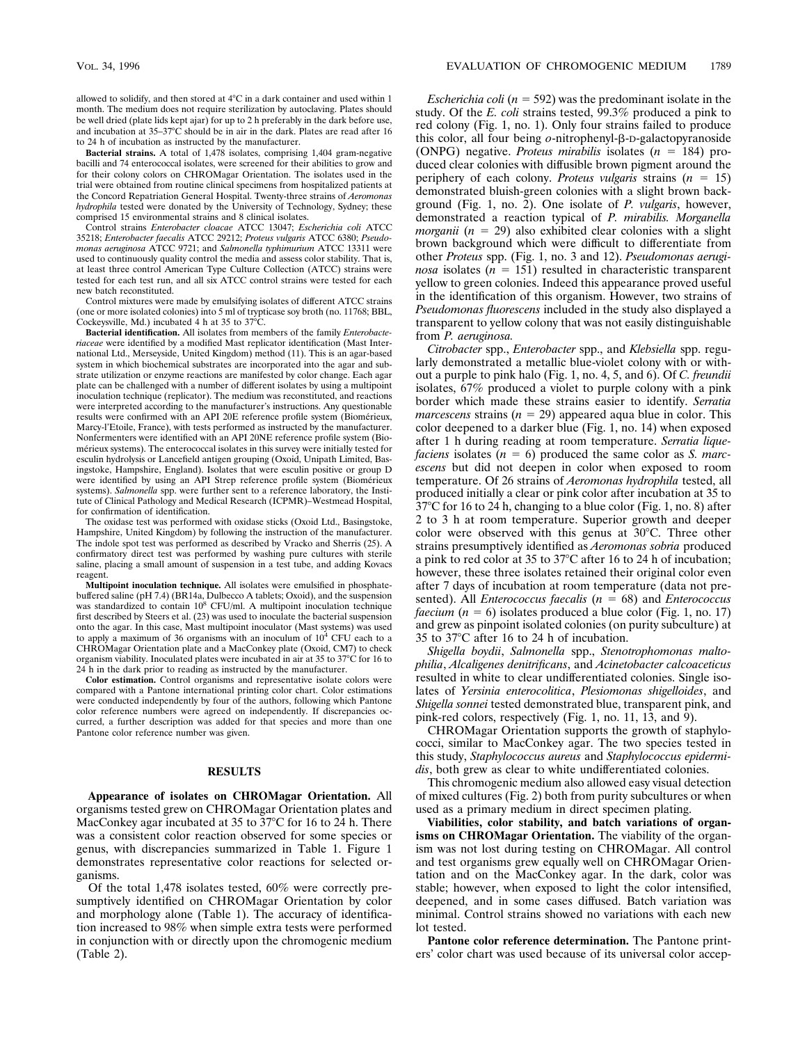allowed to solidify, and then stored at 4°C in a dark container and used within 1 month. The medium does not require sterilization by autoclaving. Plates should be well dried (plate lids kept ajar) for up to 2 h preferably in the dark before use, and incubation at 35–37°C should be in air in the dark. Plates are read after 16 to 24 h of incubation as instructed by the manufacturer.

**Bacterial strains.** A total of 1,478 isolates, comprising 1,404 gram-negative bacilli and 74 enterococcal isolates, were screened for their abilities to grow and for their colony colors on CHROMagar Orientation. The isolates used in the trial were obtained from routine clinical specimens from hospitalized patients at the Concord Repatriation General Hospital. Twenty-three strains of *Aeromonas hydrophila* tested were donated by the University of Technology, Sydney; these comprised 15 environmental strains and 8 clinical isolates.

Control strains *Enterobacter cloacae* ATCC 13047; *Escherichia coli* ATCC 35218; *Enterobacter faecalis* ATCC 29212; *Proteus vulgaris* ATCC 6380; *Pseudomonas aeruginosa* ATCC 9721; and *Salmonella typhimurium* ATCC 13311 were used to continuously quality control the media and assess color stability. That is, at least three control American Type Culture Collection (ATCC) strains were tested for each test run, and all six ATCC control strains were tested for each new batch reconstituted.

Control mixtures were made by emulsifying isolates of different ATCC strains (one or more isolated colonies) into 5 ml of trypticase soy broth (no. 11768; BBL, Cockeysville, Md.) incubated 4 h at 35 to 37°C.

**Bacterial identification.** All isolates from members of the family *Enterobacteriaceae* were identified by a modified Mast replicator identification (Mast International Ltd., Merseyside, United Kingdom) method (11). This is an agar-based system in which biochemical substrates are incorporated into the agar and substrate utilization or enzyme reactions are manifested by color change. Each agar plate can be challenged with a number of different isolates by using a multipoint inoculation technique (replicator). The medium was reconstituted, and reactions were interpreted according to the manufacturer's instructions. Any questionable results were confirmed with an API 20E reference profile system (Biomérieux, Marcy-l'Etoile, France), with tests performed as instructed by the manufacturer. Nonfermenters were identified with an API 20NE reference profile system (Biomérieux systems). The enterococcal isolates in this survey were initially tested for esculin hydrolysis or Lancefield antigen grouping (Oxoid, Unipath Limited, Basingstoke, Hampshire, England). Isolates that were esculin positive or group D were identified by using an API Strep reference profile system (Biomérieux systems). *Salmonella* spp. were further sent to a reference laboratory, the Institute of Clinical Pathology and Medical Research (ICPMR)–Westmead Hospital, for confirmation of identification.

The oxidase test was performed with oxidase sticks (Oxoid Ltd., Basingstoke, Hampshire, United Kingdom) by following the instruction of the manufacturer. The indole spot test was performed as described by Vracko and Sherris (25). A confirmatory direct test was performed by washing pure cultures with sterile saline, placing a small amount of suspension in a test tube, and adding Kovacs reagent.

**Multipoint inoculation technique.** All isolates were emulsified in phosphate-buffered saline (pH 7.4) (BR14a, Dulbecco A tablets; Oxoid), and the suspension was standardized to contain $10^8$ CFU/ml. A multipoint inoculation technique first described by Steers et al. (23) was used to inoculate the bacterial suspension onto the agar. In this case, Mast multipoint inoculator (Mast systems) was used to apply a maximum of 36 organisms with an inoculum of $10^4$ CFU each to a CHROMagar Orientation plate and a MacConkey plate (Oxoid, CM7) to check organism viability. Inoculated plates were incubated in air at 35 to 37°C for 16 to 24 h in the dark prior to reading as instructed by the manufacturer.

**Color estimation.** Control organisms and representative isolate colors were compared with a Pantone international printing color chart. Color estimations were conducted independently by four of the authors, following which Pantone color reference numbers were agreed on independently. If discrepancies occurred, a further description was added for that species and more than one Pantone color reference number was given.

## RESULTS

**Appearance of isolates on CHROMagar Orientation.** All organisms tested grew on CHROMagar Orientation plates and MacConkey agar incubated at 35 to 37°C for 16 to 24 h. There was a consistent color reaction observed for some species or genus, with discrepancies summarized in Table 1. Figure 1 demonstrates representative color reactions for selected organisms.

Of the total 1,478 isolates tested, 60% were correctly presumptively identified on CHROMagar Orientation by color and morphology alone (Table 1). The accuracy of identification increased to 98% when simple extra tests were performed in conjunction with or directly upon the chromogenic medium (Table 2).

*Escherichia coli* ($n = 592$) was the predominant isolate in the study. Of the *E. coli* strains tested, 99.3% produced a pink to red colony (Fig. 1, no. 1). Only four strains failed to produce this color, all four being *o*-nitrophenyl-β-D-galactopyranoside (ONPG) negative. *Proteus mirabilis* isolates ($n = 184$) produced clear colonies with diffusible brown pigment around the periphery of each colony. *Proteus vulgaris* strains ($n = 15$) demonstrated bluish-green colonies with a slight brown background (Fig. 1, no. 2). One isolate of *P. vulgaris*, however, demonstrated a reaction typical of *P. mirabilis. Morganella morganii* ($n = 29$) also exhibited clear colonies with a slight brown background which were difficult to differentiate from other *Proteus* spp. (Fig. 1, no. 3 and 12). *Pseudomonas aeruginosa* isolates ($n = 151$) resulted in characteristic transparent yellow to green colonies. Indeed this appearance proved useful in the identification of this organism. However, two strains of *Pseudomonas fluorescens* included in the study also displayed a transparent to yellow colony that was not easily distinguishable from *P. aeruginosa.*

*Citrobacter* spp., *Enterobacter* spp., and *Klebsiella* spp. regularly demonstrated a metallic blue-violet colony with or without a purple to pink halo (Fig. 1, no. 4, 5, and 6). Of *C. freundii* isolates, 67% produced a violet to purple colony with a pink border which made these strains easier to identify. *Serratia marcescens* strains ($n = 29$) appeared aqua blue in color. This color deepened to a darker blue (Fig. 1, no. 14) when exposed after 1 h during reading at room temperature. *Serratia liquefaciens* isolates ($n = 6$) produced the same color as *S. marcescens* but did not deepen in color when exposed to room temperature. Of 26 strains of *Aeromonas hydrophila* tested, all produced initially a clear or pink color after incubation at 35 to 37°C for 16 to 24 h, changing to a blue color (Fig. 1, no. 8) after 2 to 3 h at room temperature. Superior growth and deeper color were observed with this genus at 30°C. Three other strains presumptively identified as *Aeromonas sobria* produced a pink to red color at 35 to 37°C after 16 to 24 h of incubation; however, these three isolates retained their original color even after 7 days of incubation at room temperature (data not presented). All *Enterococcus faecalis* ($n = 68$) and *Enterococcus faecium* ($n = 6$) isolates produced a blue color (Fig. 1, no. 17) and grew as pinpoint isolated colonies (on purity subculture) at 35 to 37°C after 16 to 24 h of incubation.

*Shigella boydii*, *Salmonella* spp., *Stenotrophomonas maltophilia*, *Alcaligenes denitrificans*, and *Acinetobacter calcoaceticus* resulted in white to clear undifferentiated colonies. Single isolates of *Yersinia enterocolitica*, *Plesiomonas shigelloides*, and *Shigella sonnei* tested demonstrated blue, transparent pink, and pink-red colors, respectively (Fig. 1, no. 11, 13, and 9).

CHROMagar Orientation supports the growth of staphylococci, similar to MacConkey agar. The two species tested in this study, *Staphylococcus aureus* and *Staphylococcus epidermidis*, both grew as clear to white undifferentiated colonies.

This chromogenic medium also allowed easy visual detection of mixed cultures (Fig. 2) both from purity subcultures or when used as a primary medium in direct specimen plating.

**Viabilities, color stability, and batch variations of organisms on CHROMagar Orientation.** The viability of the organism was not lost during testing on CHROMagar. All control and test organisms grew equally well on CHROMagar Orientation and on the MacConkey agar. In the dark, color was stable; however, when exposed to light the color intensified, deepened, and in some cases diffused. Batch variation was minimal. Control strains showed no variations with each new lot tested.

**Pantone color reference determination.** The Pantone printers' color chart was used because of its universal color accep-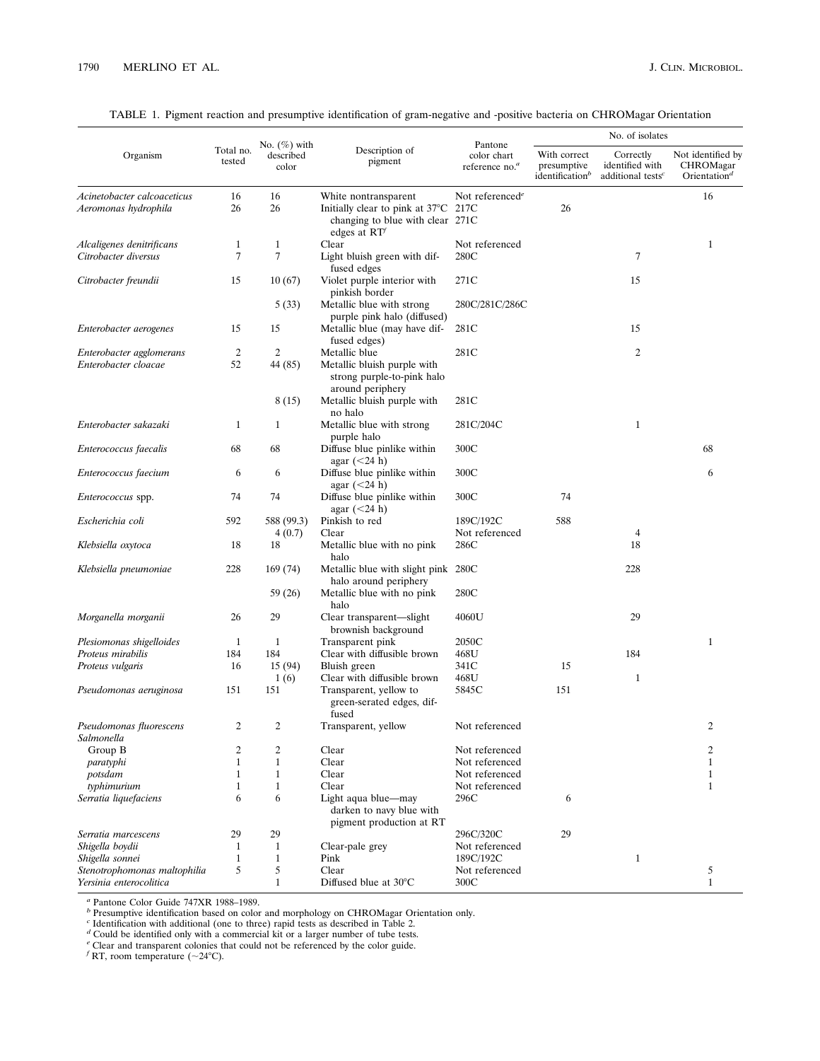TABLE 1. Pigment reaction and presumptive identification of gram-negative and -positive bacteria on CHROMagar Orientation

| Organism | Total no. tested | No. (%) with described color | Description of pigment | Pantone color chart reference no.[a] | No. of isolates | | |
|---|---|---|---|---|---|---|---|
| | | | | | With correct presumptive identification[b] | Correctly identified with additional tests[c] | Not identified by CHROMagar Orientation[d] |
| *Acinetobacter calcoaceticus* | 16 | 16 | White nontransparent | Not referenced[e] | | | 16 |
| *Aeromonas hydrophila* | 26 | 26 | Initially clear to pink at 37°C changing to blue with clear edges at RT[f] | 217C 271C | 26 | | |
| *Alcaligenes denitrificans* | 1 | 1 | Clear | Not referenced | | | 1 |
| *Citrobacter diversus* | 7 | 7 | Light bluish green with diffused edges | 280C | | 7 | |
| *Citrobacter freundii* | 15 | 10 (67) | Violet purple interior with pinkish border | 271C | | 15 | |
| | | 5 (33) | Metallic blue with strong purple pink halo (diffused) | 280C/281C/286C | | | |
| *Enterobacter aerogenes* | 15 | 15 | Metallic blue (may have diffused edges) | 281C | | 15 | |
| *Enterobacter agglomerans* | 2 | 2 | Metallic blue | 281C | | 2 | |
| *Enterobacter cloacae* | 52 | 44 (85) | Metallic bluish purple with strong purple-to-pink halo around periphery | | | | |
| | | 8 (15) | Metallic bluish purple with no halo | 281C | | | |
| *Enterobacter sakazaki* | 1 | 1 | Metallic blue with strong purple halo | 281C/204C | | 1 | |
| *Enterococcus faecalis* | 68 | 68 | Diffuse blue pinlike within agar (<24 h) | 300C | | | 68 |
| *Enterococcus faecium* | 6 | 6 | Diffuse blue pinlike within agar (<24 h) | 300C | | | 6 |
| *Enterococcus* spp. | 74 | 74 | Diffuse blue pinlike within agar (<24 h) | 300C | 74 | | |
| *Escherichia coli* | 592 | 588 (99.3) | Pinkish to red | 189C/192C | 588 | | |
| | | 4 (0.7) | Clear | Not referenced | | 4 | |
| *Klebsiella oxytoca* | 18 | 18 | Metallic blue with no pink halo | 286C | | 18 | |
| *Klebsiella pneumoniae* | 228 | 169 (74) | Metallic blue with slight pink halo around periphery | 280C | | 228 | |
| | | 59 (26) | Metallic blue with no pink halo | 280C | | | |
| *Morganella morganii* | 26 | 29 | Clear transparent—slight brownish background | 4060U | | 29 | |
| *Plesiomonas shigelloides* | 1 | 1 | Transparent pink | 2050C | | | 1 |
| *Proteus mirabilis* | 184 | 184 | Clear with diffusible brown | 468U | | 184 | |
| *Proteus vulgaris* | 16 | 15 (94) | Bluish green | 341C | 15 | | |
| | | 1 (6) | Clear with diffusible brown | 468U | | 1 | |
| *Pseudomonas aeruginosa* | 151 | 151 | Transparent, yellow to green-serated edges, diffused | 5845C | 151 | | |
| *Pseudomonas fluorescens* | 2 | 2 | Transparent, yellow | Not referenced | | | 2 |
| *Salmonella* | | | | | | | |
| Group B | 2 | 2 | Clear | Not referenced | | | 2 |
| *paratyphi* | 1 | 1 | Clear | Not referenced | | | 1 |
| *potsdam* | 1 | 1 | Clear | Not referenced | | | 1 |
| *typhimurium* | 1 | 1 | Clear | Not referenced | | | 1 |
| *Serratia liquefaciens* | 6 | 6 | Light aqua blue—may darken to navy blue with pigment production at RT | 296C | 6 | | |
| *Serratia marcescens* | 29 | 29 | | 296C/320C | 29 | | |
| *Shigella boydii* | 1 | 1 | Clear-pale grey | Not referenced | | | |
| *Shigella sonnei* | 1 | 1 | Pink | 189C/192C | | 1 | |
| *Stenotrophomonas maltophilia* | 5 | 5 | Clear | Not referenced | | | 5 |
| *Yersinia enterocolitica* | | 1 | Diffused blue at 30°C | 300C | | | 1 |

[a] Pantone Color Guide 747XR 1988–1989.
[b] Presumptive identification based on color and morphology on CHROMagar Orientation only.
[c] Identification with additional (one to three) rapid tests as described in Table 2.
[d] Could be identified only with a commercial kit or a larger number of tube tests.
[e] Clear and transparent colonies that could not be referenced by the color guide.
[f] RT, room temperature (~24°C).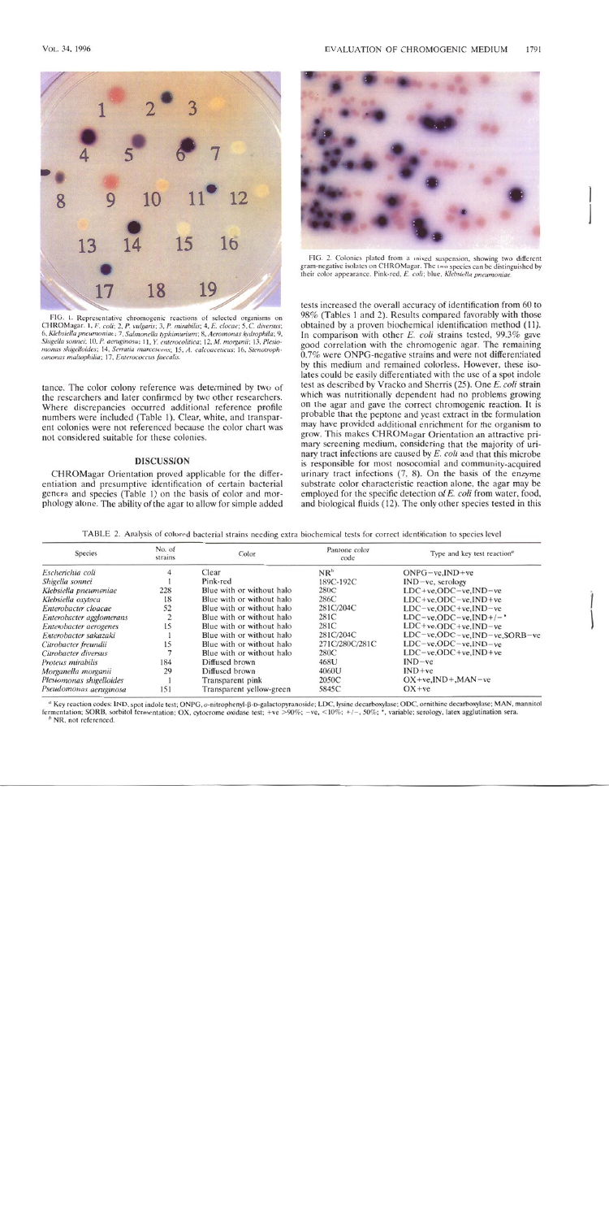FIG. 1. Representative chromogenic reactions of selected organisms on CHROMagar. 1, *E. coli*; 2, *P. vulgaris*; 3, *P. mirabilis*; 4, *E. cloacae*; 5, *C. diversus*; 6, *Klebsiella pneumoniae*; 7, *Salmonella typhimurium*; 8, *Aeromonas hydrophila*; 9, *Shigella sonnei*; 10, *P. aeruginosa*; 11, *Y. enterocolitica*; 12, *M. morganii*; 13, *Plesiomonas shigelloides*; 14, *Serratia marcescens*; 15, *A. calcoaceticus*; 16, *Stenotrophomonas maltophilia*; 17, *Enterococcus faecalis*.

tance. The color colony reference was determined by two of the researchers and later confirmed by two other researchers. Where discrepancies occurred additional reference profile numbers were included (Table 1). Clear, white, and transparent colonies were not referenced because the color chart was not considered suitable for these colonies.

## DISCUSSION

CHROMagar Orientation proved applicable for the differentiation and presumptive identification of certain bacterial genera and species (Table 1) on the basis of color and morphology alone. The ability of the agar to allow for simple added tests increased the overall accuracy of identification from 60 to 98% (Tables 1 and 2). Results compared favorably with those obtained by a proven biochemical identification method (11). In comparison with other *E. coli* strains tested, 99.3% gave good correlation with the chromogenic agar. The remaining 0.7% were ONPG-negative strains and were not differentiated by this medium and remained colorless. However, these isolates could be easily differentiated with the use of a spot indole test as described by Vracko and Sherris (25). One *E. coli* strain which was nutritionally dependent had no problems growing on the agar and gave the correct chromogenic reaction. It is probable that the peptone and yeast extract in the formulation may have provided additional enrichment for the organism to grow. This makes CHROMagar Orientation an attractive primary screening medium, considering that the majority of urinary tract infections are caused by *E. coli* and that this microbe is responsible for most nosocomial and community-acquired urinary tract infections (7, 8). On the basis of the enzyme substrate color characteristic reaction alone, the agar may be employed for the specific detection of *E. coli* from water, food, and biological fluids (12). The only other species tested in this

FIG. 2. Colonies plated from a mixed suspension, showing two different gram-negative isolates on CHROMagar. The two species can be distinguished by their color appearance. Pink-red, *E. coli*; blue, *Klebsiella pneumoniae*.

TABLE 2. Analysis of colored bacterial strains needing extra biochemical tests for correct identification to species level

| Species | No. of strains | Color | Pantone color code | Type and key test reaction[a] |
|---|---|---|---|---|
| *Escherichia coli* | 4 | Clear | NR[b] | ONPG−ve,IND+ve |
| *Shigella sonnei* | 1 | Pink-red | 189C-192C | IND−ve, serology |
| *Klebsiella pneumoniae* | 228 | Blue with or without halo | 280C | LDC+ve,ODC−ve,IND−ve |
| *Klebsiella oxytoca* | 18 | Blue with or without halo | 286C | LDC+ve,ODC−ve,IND+ve |
| *Enterobacter cloacae* | 52 | Blue with or without halo | 281C/204C | LDC−ve,ODC+ve,IND−ve |
| *Enterobacter agglomerans* | 2 | Blue with or without halo | 281C | LDC−ve,ODC−ve,IND+/−* |
| *Enterobacter aerogenes* | 15 | Blue with or without halo | 281C | LDC+ve,ODC+ve,IND−ve |
| *Enterobacter sakazakii* | 1 | Blue with or without halo | 281C/204C | LDC−ve,ODC−ve,IND−ve,SORB−ve |
| *Citrobacter freundii* | 15 | Blue with or without halo | 271C/280C/281C | LDC−ve,ODC−ve,IND−ve |
| *Citrobacter diversus* | 7 | Blue with or without halo | 280C | LDC−ve,ODC+ve,IND+ve |
| *Proteus mirabilis* | 184 | Diffused brown | 468U | IND−ve |
| *Morganella morganii* | 29 | Diffused brown | 4060U | IND+ve |
| *Plesiomonas shigelloides* | 1 | Transparent pink | 2050C | OX+ve,IND+,MAN−ve |
| *Pseudomonas aeruginosa* | 151 | Transparent yellow-green | 5845C | OX+ve |

[a] Key reaction codes: IND, spot indole test; ONPG, *o*-nitrophenyl-β-D-galactopyranoside; LDC, lysine decarboxylase; ODC, ornithine decarboxylase; MAN, mannitol fermentation; SORB, sorbitol fermentation; OX, cytocrome oxidase test; +ve >90%; −ve, <10%; +/−, 50%; *, variable; serology, latex agglutination sera.

[b] NR, not referenced.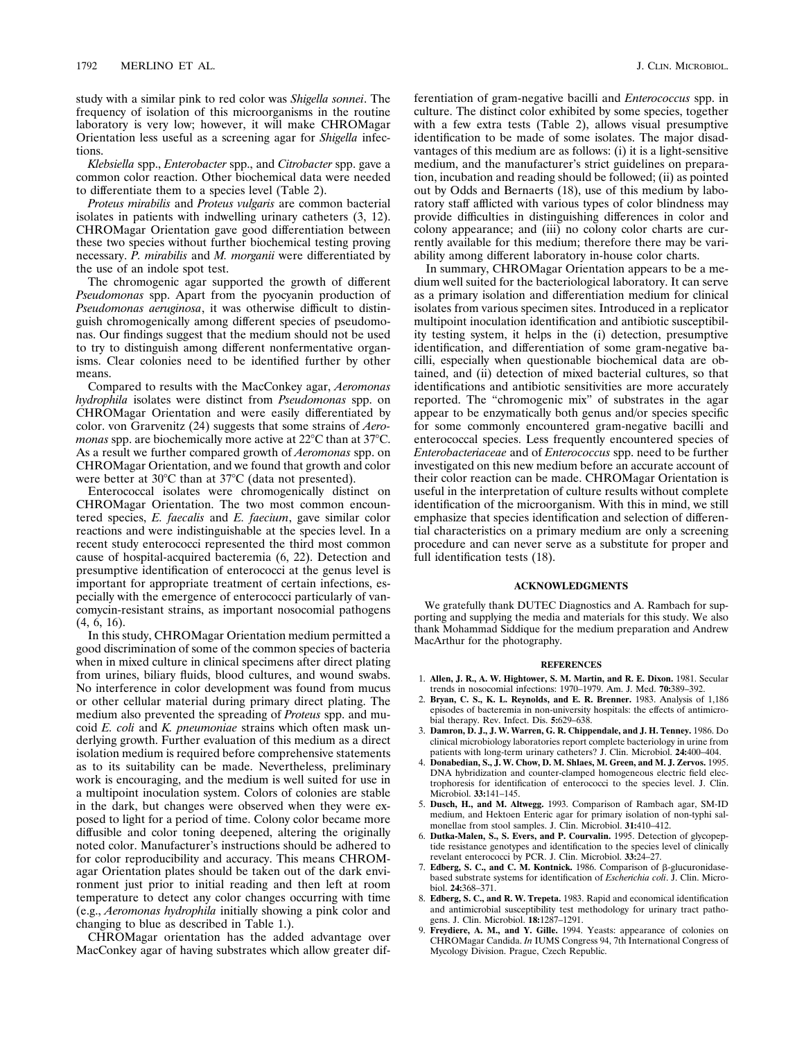study with a similar pink to red color was *Shigella sonnei*. The frequency of isolation of this microorganisms in the routine laboratory is very low; however, it will make CHROMagar Orientation less useful as a screening agar for *Shigella* infections.

*Klebsiella* spp., *Enterobacter* spp., and *Citrobacter* spp. gave a common color reaction. Other biochemical data were needed to differentiate them to a species level (Table 2).

*Proteus mirabilis* and *Proteus vulgaris* are common bacterial isolates in patients with indwelling urinary catheters (3, 12). CHROMagar Orientation gave good differentiation between these two species without further biochemical testing proving necessary. *P. mirabilis* and *M. morganii* were differentiated by the use of an indole spot test.

The chromogenic agar supported the growth of different *Pseudomonas* spp. Apart from the pyocyanin production of *Pseudomonas aeruginosa*, it was otherwise difficult to distinguish chromogenically among different species of pseudomonas. Our findings suggest that the medium should not be used to try to distinguish among different nonfermentative organisms. Clear colonies need to be identified further by other means.

Compared to results with the MacConkey agar, *Aeromonas hydrophila* isolates were distinct from *Pseudomonas* spp. on CHROMagar Orientation and were easily differentiated by color. von Grarvenitz (24) suggests that some strains of *Aeromonas* spp. are biochemically more active at 22°C than at 37°C. As a result we further compared growth of *Aeromonas* spp. on CHROMagar Orientation, and we found that growth and color were better at 30°C than at 37°C (data not presented).

Enterococcal isolates were chromogenically distinct on CHROMagar Orientation. The two most common encountered species, *E. faecalis* and *E. faecium*, gave similar color reactions and were indistinguishable at the species level. In a recent study enterococci represented the third most common cause of hospital-acquired bacteremia (6, 22). Detection and presumptive identification of enterococci at the genus level is important for appropriate treatment of certain infections, especially with the emergence of enterococci particularly of vancomycin-resistant strains, as important nosocomial pathogens (4, 6, 16).

In this study, CHROMagar Orientation medium permitted a good discrimination of some of the common species of bacteria when in mixed culture in clinical specimens after direct plating from urines, biliary fluids, blood cultures, and wound swabs. No interference in color development was found from mucus or other cellular material during primary direct plating. The medium also prevented the spreading of *Proteus* spp. and mucoid *E. coli* and *K. pneumoniae* strains which often mask underlying growth. Further evaluation of this medium as a direct isolation medium is required before comprehensive statements as to its suitability can be made. Nevertheless, preliminary work is encouraging, and the medium is well suited for use in a multipoint inoculation system. Colors of colonies are stable in the dark, but changes were observed when they were exposed to light for a period of time. Colony color became more diffusible and color toning deepened, altering the originally noted color. Manufacturer's instructions should be adhered to for color reproducibility and accuracy. This means CHROMagar Orientation plates should be taken out of the dark environment just prior to initial reading and then left at room temperature to detect any color changes occurring with time (e.g., *Aeromonas hydrophila* initially showing a pink color and changing to blue as described in Table 1.).

CHROMagar orientation has the added advantage over MacConkey agar of having substrates which allow greater differentiation of gram-negative bacilli and *Enterococcus* spp. in culture. The distinct color exhibited by some species, together with a few extra tests (Table 2), allows visual presumptive identification to be made of some isolates. The major disadvantages of this medium are as follows: (i) it is a light-sensitive medium, and the manufacturer's strict guidelines on preparation, incubation and reading should be followed; (ii) as pointed out by Odds and Bernaerts (18), use of this medium by laboratory staff afflicted with various types of color blindness may provide difficulties in distinguishing differences in color and colony appearance; and (iii) no colony color charts are currently available for this medium; therefore there may be variability among different laboratory in-house color charts.

In summary, CHROMagar Orientation appears to be a medium well suited for the bacteriological laboratory. It can serve as a primary isolation and differentiation medium for clinical isolates from various specimen sites. Introduced in a replicator multipoint inoculation identification and antibiotic susceptibility testing system, it helps in the (i) detection, presumptive identification, and differentiation of some gram-negative bacilli, especially when questionable biochemical data are obtained, and (ii) detection of mixed bacterial cultures, so that identifications and antibiotic sensitivities are more accurately reported. The "chromogenic mix" of substrates in the agar appear to be enzymatically both genus and/or species specific for some commonly encountered gram-negative bacilli and enterococcal species. Less frequently encountered species of *Enterobacteriaceae* and of *Enterococcus* spp. need to be further investigated on this new medium before an accurate account of their color reaction can be made. CHROMagar Orientation is useful in the interpretation of culture results without complete identification of the microorganism. With this in mind, we still emphasize that species identification and selection of differential characteristics on a primary medium are only a screening procedure and can never serve as a substitute for proper and full identification tests (18).

## ACKNOWLEDGMENTS

We gratefully thank DUTEC Diagnostics and A. Rambach for supporting and supplying the media and materials for this study. We also thank Mohammad Siddique for the medium preparation and Andrew MacArthur for the photography.

## REFERENCES

1. **Allen, J. R., A. W. Hightower, S. M. Martin, and R. E. Dixon.** 1981. Secular trends in nosocomial infections: 1970–1979. Am. J. Med. **70:**389–392.
2. **Bryan, C. S., K. L. Reynolds, and E. R. Brenner.** 1983. Analysis of 1,186 episodes of bacteremia in non-university hospitals: the effects of antimicrobial therapy. Rev. Infect. Dis. **5:**629–638.
3. **Damron, D. J., J. W. Warren, G. R. Chippendale, and J. H. Tenney.** 1986. Do clinical microbiology laboratories report complete bacteriology in urine from patients with long-term urinary catheters? J. Clin. Microbiol. **24:**400–404.
4. **Donabedian, S., J. W. Chow, D. M. Shlaes, M. Green, and M. J. Zervos.** 1995. DNA hybridization and counter-clamped homogeneous electric field electrophoresis for identification of enterococci to the species level. J. Clin. Microbiol. **33:**141–145.
5. **Dusch, H., and M. Altwegg.** 1993. Comparison of Rambach agar, SM-ID medium, and Hektoen Enteric agar for primary isolation of non-typhi salmonellae from stool samples. J. Clin. Microbiol. **31:**410–412.
6. **Dutka-Malen, S., S. Evers, and P. Courvalin.** 1995. Detection of glycopeptide resistance genotypes and identification to the species level of clinically revelant enterococci by PCR. J. Clin. Microbiol. **33:**24–27.
7. **Edberg, S. C., and C. M. Kontnick.** 1986. Comparison of β-glucuronidase-based substrate systems for identification of *Escherichia coli*. J. Clin. Microbiol. **24:**368–371.
8. **Edberg, S. C., and R. W. Trepeta.** 1983. Rapid and economical identification and antimicrobial susceptibility test methodology for urinary tract pathogens. J. Clin. Microbiol. **18:**1287–1291.
9. **Freydiere, A. M., and Y. Gille.** 1994. Yeasts: appearance of colonies on CHROMagar Candida. *In* IUMS Congress 94, 7th International Congress of Mycology Division. Prague, Czech Republic.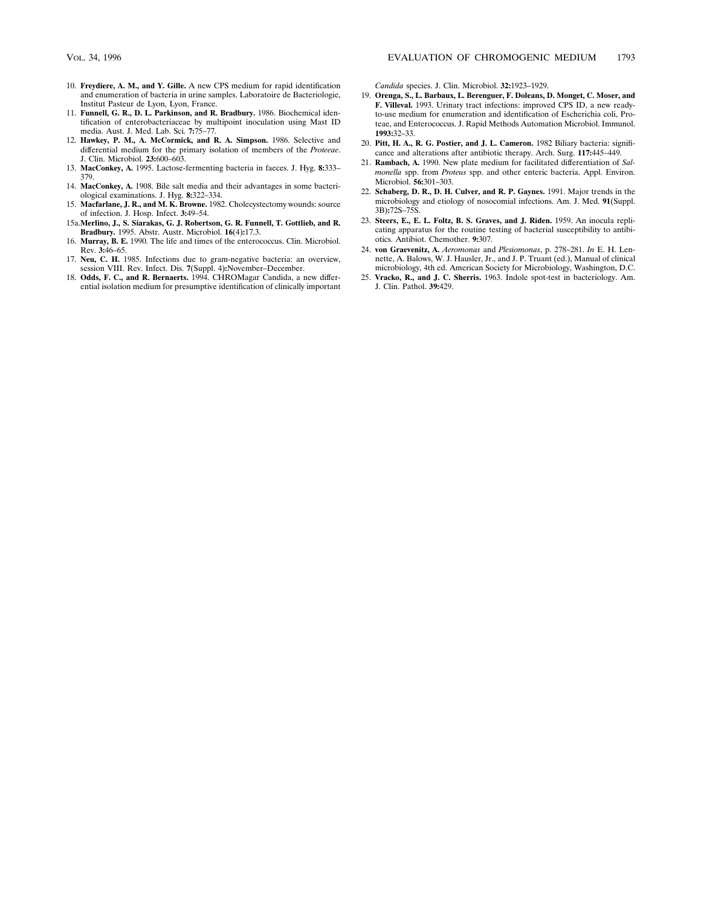10. **Freydiere, A. M., and Y. Gille.** A new CPS medium for rapid identification and enumeration of bacteria in urine samples. Laboratoire de Bacteriologie, Institut Pasteur de Lyon, Lyon, France.
11. **Funnell, G. R., D. L. Parkinson, and R. Bradbury.** 1986. Biochemical identification of enterobacteriaceae by multipoint inoculation using Mast ID media. Aust. J. Med. Lab. Sci. **7:**75–77.
12. **Hawkey, P. M., A. McCormick, and R. A. Simpson.** 1986. Selective and differential medium for the primary isolation of members of the *Proteeae*. J. Clin. Microbiol. **23:**600–603.
13. **MacConkey, A.** 1995. Lactose-fermenting bacteria in faeces. J. Hyg. **8:**333–379.
14. **MacConkey, A.** 1908. Bile salt media and their advantages in some bacteriological examinations. J. Hyg. **8:**322–334.
15. **Macfarlane, J. R., and M. K. Browne.** 1982. Cholecystectomy wounds: source of infection. J. Hosp. Infect. **3:**49–54.

15a. **Merlino, J., S. Siarakas, G. J. Robertson, G. R. Funnell, T. Gottlieb, and R. Bradbury.** 1995. Abstr. Austr. Microbiol. **16**(4)**:**17.3.

16. **Murray, B. E.** 1990. The life and times of the enterococcus. Clin. Microbiol. Rev. **3:**46–65.
17. **Neu, C. H.** 1985. Infections due to gram-negative bacteria: an overview, session VIII. Rev. Infect. Dis. **7**(Suppl. 4)**:**November–December.
18. **Odds, F. C., and R. Bernaerts.** 1994. CHROMagar Candida, a new differential isolation medium for presumptive identification of clinically important *Candida* species. J. Clin. Microbiol. **32:**1923–1929.
19. **Orenga, S., L. Barbaux, L. Berenguer, F. Doleans, D. Monget, C. Moser, and F. Villeval.** 1993. Urinary tract infections: improved CPS ID, a new ready-to-use medium for enumeration and identification of Escherichia coli, Proteae, and Enterococcus. J. Rapid Methods Automation Microbiol. Immunol. **1993:**32–33.
20. **Pitt, H. A., R. G. Postier, and J. L. Cameron.** 1982 Biliary bacteria: significance and alterations after antibiotic therapy. Arch. Surg. **117:**445–449.
21. **Rambach, A.** 1990. New plate medium for facilitated differentiation of *Salmonella* spp. from *Proteus* spp. and other enteric bacteria. Appl. Environ. Microbiol. **56:**301–303.
22. **Schaberg, D. R., D. H. Culver, and R. P. Gaynes.** 1991. Major trends in the microbiology and etiology of nosocomial infections. Am. J. Med. **91**(Suppl. 3B)**:**72S–75S.
23. **Steers, E., E. L. Foltz, B. S. Graves, and J. Riden.** 1959. An inocula replicating apparatus for the routine testing of bacterial susceptibility to antibiotics. Antibiot. Chemother. **9:**307.
24. **von Graevenitz, A.** *Aeromonas* and *Plesiomonas*, p. 278–281. *In* E. H. Lennette, A. Balows, W. J. Hausler, Jr., and J. P. Truant (ed.), Manual of clinical microbiology, 4th ed. American Society for Microbiology, Washington, D.C.
25. **Vracko, R., and J. C. Sherris.** 1963. Indole spot-test in bacteriology. Am. J. Clin. Pathol. **39:**429.